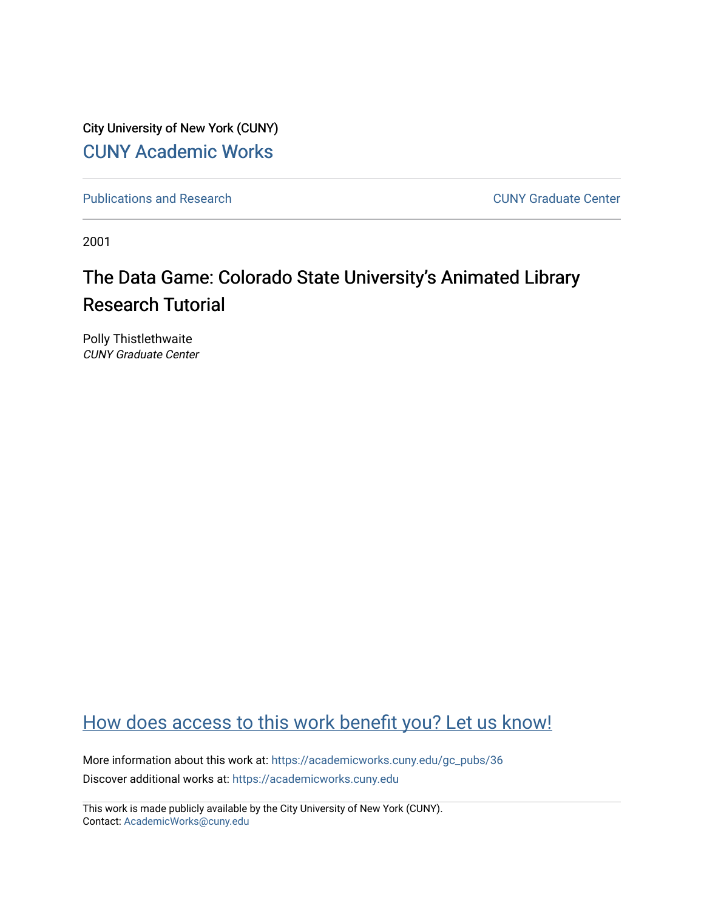City University of New York (CUNY)

CUNY Academic Works

Publications and Research

CUNY Graduate Center

2001

# The Data Game: Colorado State University's Animated Library Research Tutorial

Polly Thistlethwaite
*CUNY Graduate Center*

How does access to this work benefit you? Let us know!

More information about this work at: https://academicworks.cuny.edu/gc_pubs/36

Discover additional works at: https://academicworks.cuny.edu

This work is made publicly available by the City University of New York (CUNY).
Contact: AcademicWorks@cuny.edu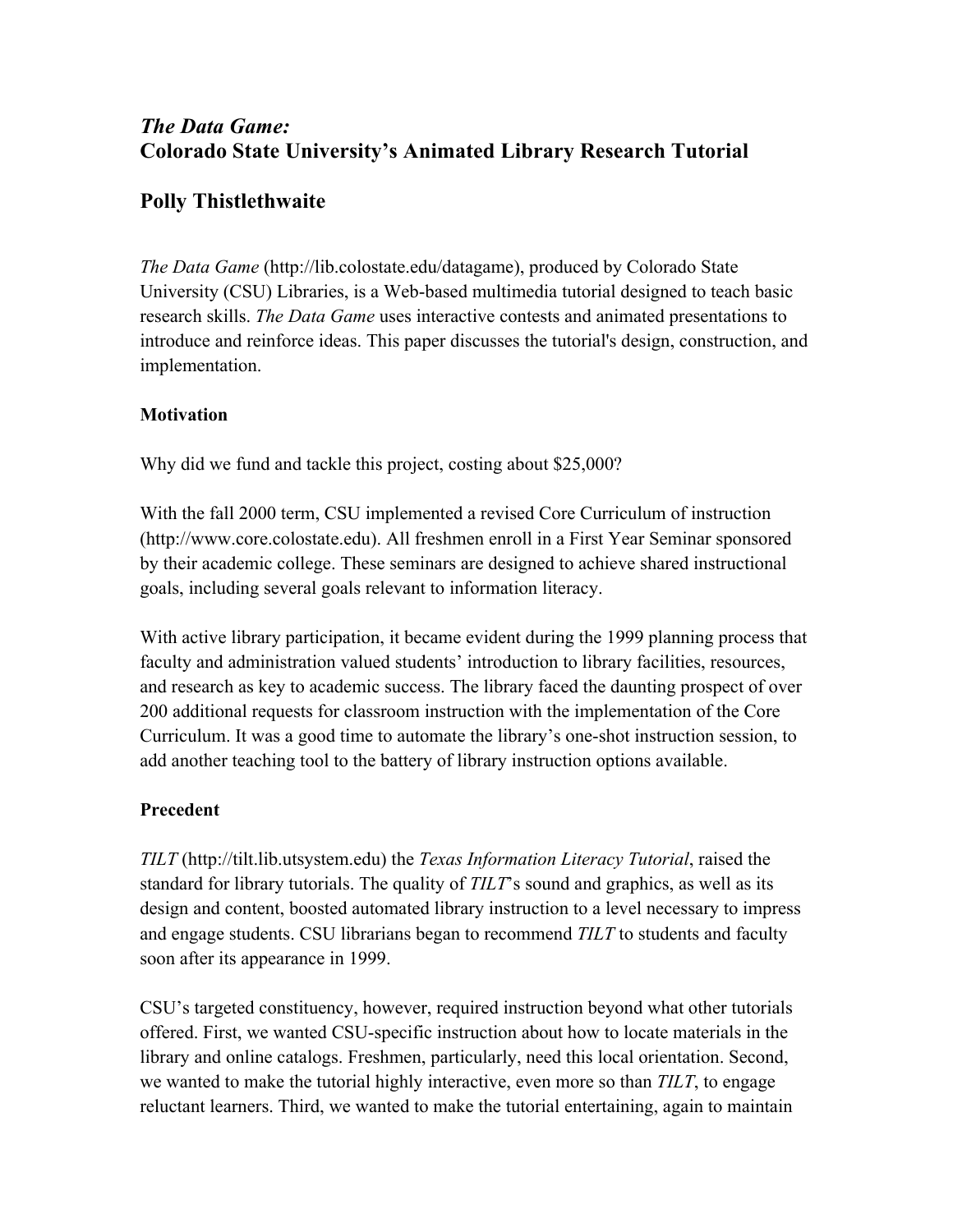# *The Data Game:* Colorado State University's Animated Library Research Tutorial

## Polly Thistlethwaite

*The Data Game* (http://lib.colostate.edu/datagame), produced by Colorado State University (CSU) Libraries, is a Web-based multimedia tutorial designed to teach basic research skills. *The Data Game* uses interactive contests and animated presentations to introduce and reinforce ideas. This paper discusses the tutorial's design, construction, and implementation.

### Motivation

Why did we fund and tackle this project, costing about $25,000?

With the fall 2000 term, CSU implemented a revised Core Curriculum of instruction (http://www.core.colostate.edu). All freshmen enroll in a First Year Seminar sponsored by their academic college. These seminars are designed to achieve shared instructional goals, including several goals relevant to information literacy.

With active library participation, it became evident during the 1999 planning process that faculty and administration valued students' introduction to library facilities, resources, and research as key to academic success. The library faced the daunting prospect of over 200 additional requests for classroom instruction with the implementation of the Core Curriculum. It was a good time to automate the library's one-shot instruction session, to add another teaching tool to the battery of library instruction options available.

### Precedent

*TILT* (http://tilt.lib.utsystem.edu) the *Texas Information Literacy Tutorial*, raised the standard for library tutorials. The quality of *TILT*'s sound and graphics, as well as its design and content, boosted automated library instruction to a level necessary to impress and engage students. CSU librarians began to recommend *TILT* to students and faculty soon after its appearance in 1999.

CSU's targeted constituency, however, required instruction beyond what other tutorials offered. First, we wanted CSU-specific instruction about how to locate materials in the library and online catalogs. Freshmen, particularly, need this local orientation. Second, we wanted to make the tutorial highly interactive, even more so than *TILT*, to engage reluctant learners. Third, we wanted to make the tutorial entertaining, again to maintain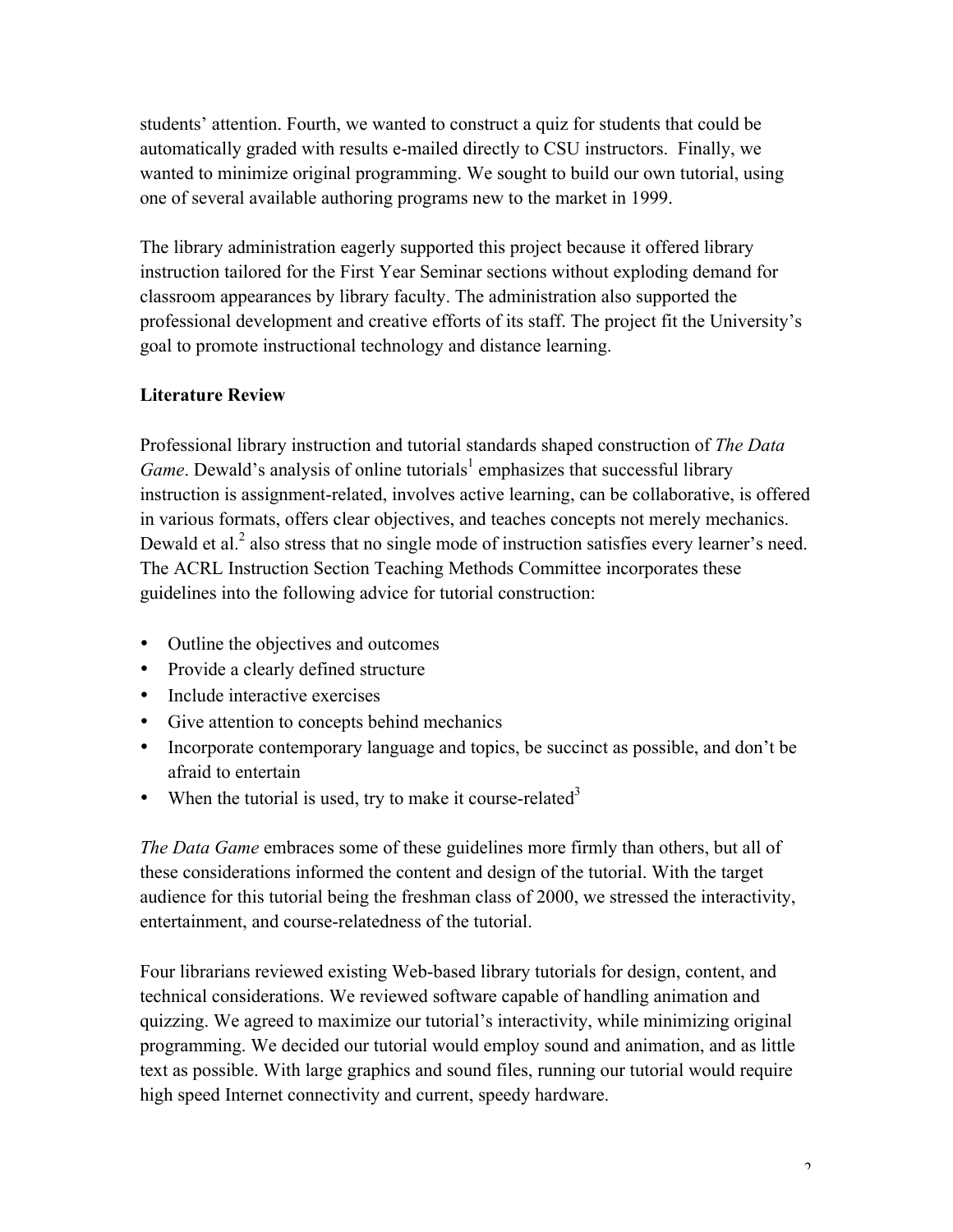students' attention. Fourth, we wanted to construct a quiz for students that could be automatically graded with results e-mailed directly to CSU instructors. Finally, we wanted to minimize original programming. We sought to build our own tutorial, using one of several available authoring programs new to the market in 1999.

The library administration eagerly supported this project because it offered library instruction tailored for the First Year Seminar sections without exploding demand for classroom appearances by library faculty. The administration also supported the professional development and creative efforts of its staff. The project fit the University's goal to promote instructional technology and distance learning.

## Literature Review

Professional library instruction and tutorial standards shaped construction of *The Data Game*. Dewald's analysis of online tutorials[1] emphasizes that successful library instruction is assignment-related, involves active learning, can be collaborative, is offered in various formats, offers clear objectives, and teaches concepts not merely mechanics. Dewald et al.[2] also stress that no single mode of instruction satisfies every learner's need. The ACRL Instruction Section Teaching Methods Committee incorporates these guidelines into the following advice for tutorial construction:

- Outline the objectives and outcomes
- Provide a clearly defined structure
- Include interactive exercises
- Give attention to concepts behind mechanics
- Incorporate contemporary language and topics, be succinct as possible, and don't be afraid to entertain
- When the tutorial is used, try to make it course-related[3]

*The Data Game* embraces some of these guidelines more firmly than others, but all of these considerations informed the content and design of the tutorial. With the target audience for this tutorial being the freshman class of 2000, we stressed the interactivity, entertainment, and course-relatedness of the tutorial.

Four librarians reviewed existing Web-based library tutorials for design, content, and technical considerations. We reviewed software capable of handling animation and quizzing. We agreed to maximize our tutorial's interactivity, while minimizing original programming. We decided our tutorial would employ sound and animation, and as little text as possible. With large graphics and sound files, running our tutorial would require high speed Internet connectivity and current, speedy hardware.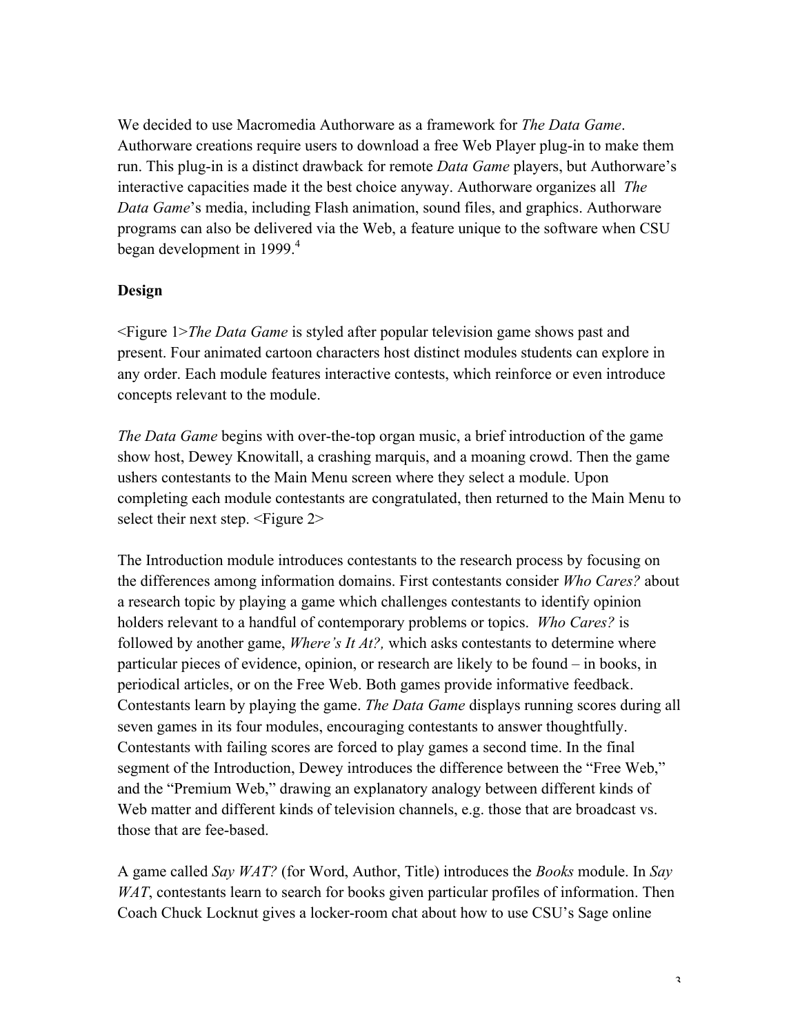We decided to use Macromedia Authorware as a framework for *The Data Game*. Authorware creations require users to download a free Web Player plug-in to make them run. This plug-in is a distinct drawback for remote *Data Game* players, but Authorware's interactive capacities made it the best choice anyway. Authorware organizes all *The Data Game*'s media, including Flash animation, sound files, and graphics. Authorware programs can also be delivered via the Web, a feature unique to the software when CSU began development in 1999.[4]

**Design**

<Figure 1>*The Data Game* is styled after popular television game shows past and present. Four animated cartoon characters host distinct modules students can explore in any order. Each module features interactive contests, which reinforce or even introduce concepts relevant to the module.

*The Data Game* begins with over-the-top organ music, a brief introduction of the game show host, Dewey Knowitall, a crashing marquis, and a moaning crowd. Then the game ushers contestants to the Main Menu screen where they select a module. Upon completing each module contestants are congratulated, then returned to the Main Menu to select their next step. <Figure 2>

The Introduction module introduces contestants to the research process by focusing on the differences among information domains. First contestants consider *Who Cares?* about a research topic by playing a game which challenges contestants to identify opinion holders relevant to a handful of contemporary problems or topics. *Who Cares?* is followed by another game, *Where's It At?,* which asks contestants to determine where particular pieces of evidence, opinion, or research are likely to be found – in books, in periodical articles, or on the Free Web. Both games provide informative feedback. Contestants learn by playing the game. *The Data Game* displays running scores during all seven games in its four modules, encouraging contestants to answer thoughtfully. Contestants with failing scores are forced to play games a second time. In the final segment of the Introduction, Dewey introduces the difference between the "Free Web," and the "Premium Web," drawing an explanatory analogy between different kinds of Web matter and different kinds of television channels, e.g. those that are broadcast vs. those that are fee-based.

A game called *Say WAT?* (for Word, Author, Title) introduces the *Books* module. In *Say WAT*, contestants learn to search for books given particular profiles of information. Then Coach Chuck Locknut gives a locker-room chat about how to use CSU's Sage online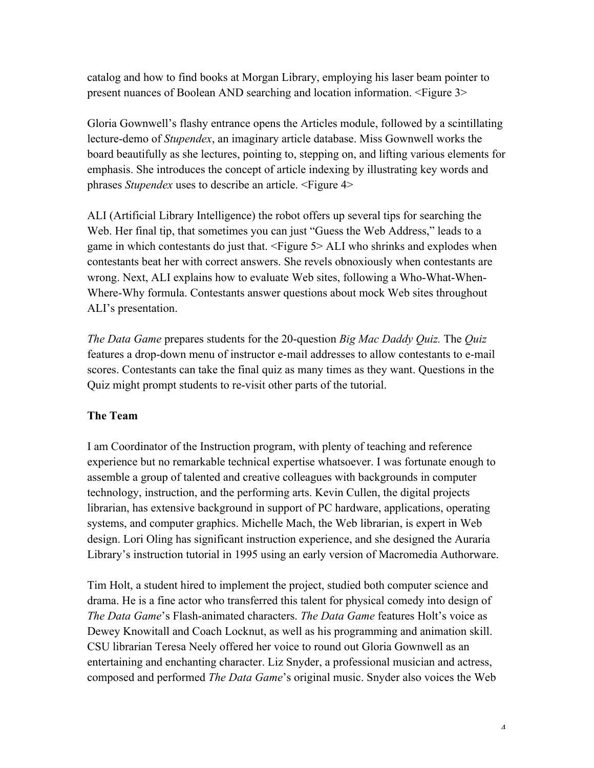catalog and how to find books at Morgan Library, employing his laser beam pointer to present nuances of Boolean AND searching and location information. <Figure 3>

Gloria Gownwell's flashy entrance opens the Articles module, followed by a scintillating lecture-demo of *Stupendex*, an imaginary article database. Miss Gownwell works the board beautifully as she lectures, pointing to, stepping on, and lifting various elements for emphasis. She introduces the concept of article indexing by illustrating key words and phrases *Stupendex* uses to describe an article. <Figure 4>

ALI (Artificial Library Intelligence) the robot offers up several tips for searching the Web. Her final tip, that sometimes you can just "Guess the Web Address," leads to a game in which contestants do just that. <Figure 5> ALI who shrinks and explodes when contestants beat her with correct answers. She revels obnoxiously when contestants are wrong. Next, ALI explains how to evaluate Web sites, following a Who-What-When-Where-Why formula. Contestants answer questions about mock Web sites throughout ALI's presentation.

*The Data Game* prepares students for the 20-question *Big Mac Daddy Quiz.* The *Quiz* features a drop-down menu of instructor e-mail addresses to allow contestants to e-mail scores. Contestants can take the final quiz as many times as they want. Questions in the Quiz might prompt students to re-visit other parts of the tutorial.

## The Team

I am Coordinator of the Instruction program, with plenty of teaching and reference experience but no remarkable technical expertise whatsoever. I was fortunate enough to assemble a group of talented and creative colleagues with backgrounds in computer technology, instruction, and the performing arts. Kevin Cullen, the digital projects librarian, has extensive background in support of PC hardware, applications, operating systems, and computer graphics. Michelle Mach, the Web librarian, is expert in Web design. Lori Oling has significant instruction experience, and she designed the Auraria Library's instruction tutorial in 1995 using an early version of Macromedia Authorware.

Tim Holt, a student hired to implement the project, studied both computer science and drama. He is a fine actor who transferred this talent for physical comedy into design of *The Data Game*'s Flash-animated characters. *The Data Game* features Holt's voice as Dewey Knowitall and Coach Locknut, as well as his programming and animation skill. CSU librarian Teresa Neely offered her voice to round out Gloria Gownwell as an entertaining and enchanting character. Liz Snyder, a professional musician and actress, composed and performed *The Data Game*'s original music. Snyder also voices the Web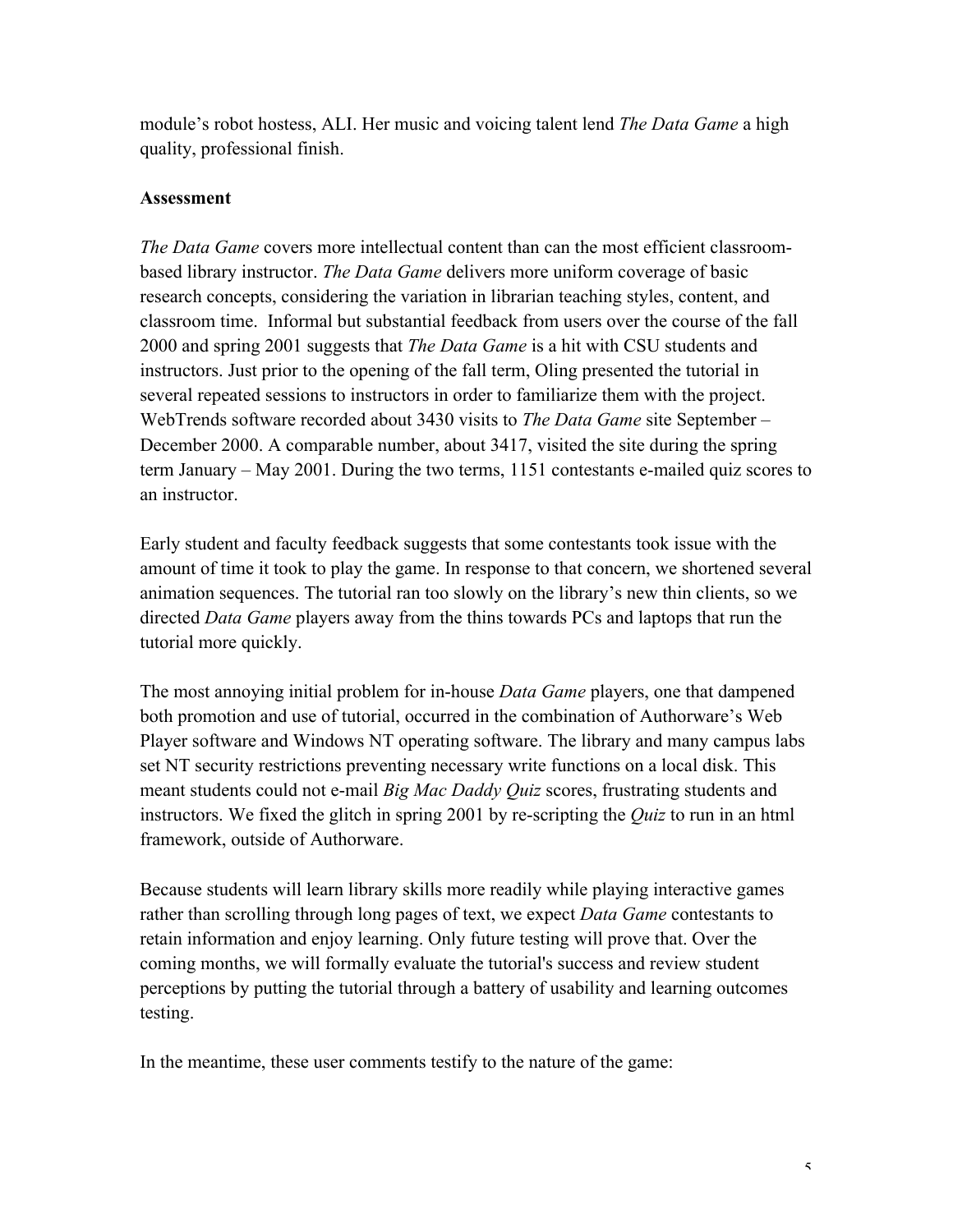module's robot hostess, ALI. Her music and voicing talent lend *The Data Game* a high quality, professional finish.

**Assessment**

*The Data Game* covers more intellectual content than can the most efficient classroom-based library instructor. *The Data Game* delivers more uniform coverage of basic research concepts, considering the variation in librarian teaching styles, content, and classroom time. Informal but substantial feedback from users over the course of the fall 2000 and spring 2001 suggests that *The Data Game* is a hit with CSU students and instructors. Just prior to the opening of the fall term, Oling presented the tutorial in several repeated sessions to instructors in order to familiarize them with the project. WebTrends software recorded about 3430 visits to *The Data Game* site September – December 2000. A comparable number, about 3417, visited the site during the spring term January – May 2001. During the two terms, 1151 contestants e-mailed quiz scores to an instructor.

Early student and faculty feedback suggests that some contestants took issue with the amount of time it took to play the game. In response to that concern, we shortened several animation sequences. The tutorial ran too slowly on the library's new thin clients, so we directed *Data Game* players away from the thins towards PCs and laptops that run the tutorial more quickly.

The most annoying initial problem for in-house *Data Game* players, one that dampened both promotion and use of tutorial, occurred in the combination of Authorware's Web Player software and Windows NT operating software. The library and many campus labs set NT security restrictions preventing necessary write functions on a local disk. This meant students could not e-mail *Big Mac Daddy Quiz* scores, frustrating students and instructors. We fixed the glitch in spring 2001 by re-scripting the *Quiz* to run in an html framework, outside of Authorware.

Because students will learn library skills more readily while playing interactive games rather than scrolling through long pages of text, we expect *Data Game* contestants to retain information and enjoy learning. Only future testing will prove that. Over the coming months, we will formally evaluate the tutorial's success and review student perceptions by putting the tutorial through a battery of usability and learning outcomes testing.

In the meantime, these user comments testify to the nature of the game: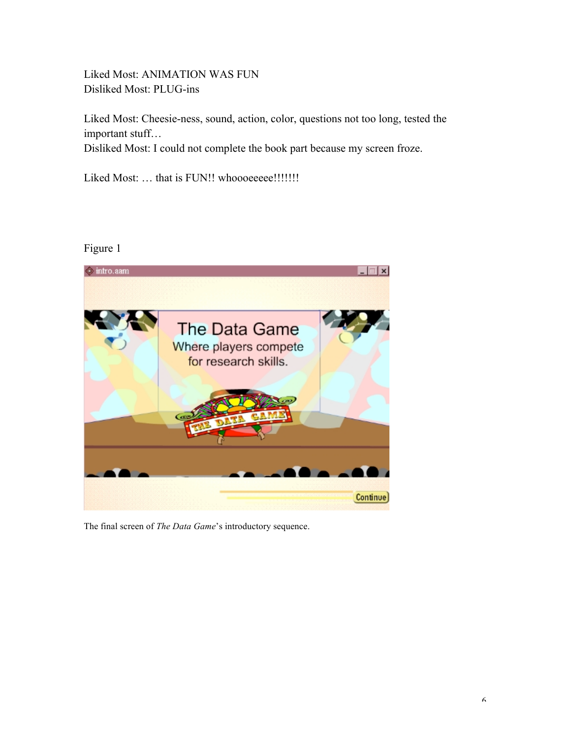Liked Most: ANIMATION WAS FUN
Disliked Most: PLUG-ins

Liked Most: Cheesie-ness, sound, action, color, questions not too long, tested the important stuff…
Disliked Most: I could not complete the book part because my screen froze.

Liked Most: … that is FUN!! whoooeeeee!!!!!!!

Figure 1

The final screen of *The Data Game*'s introductory sequence.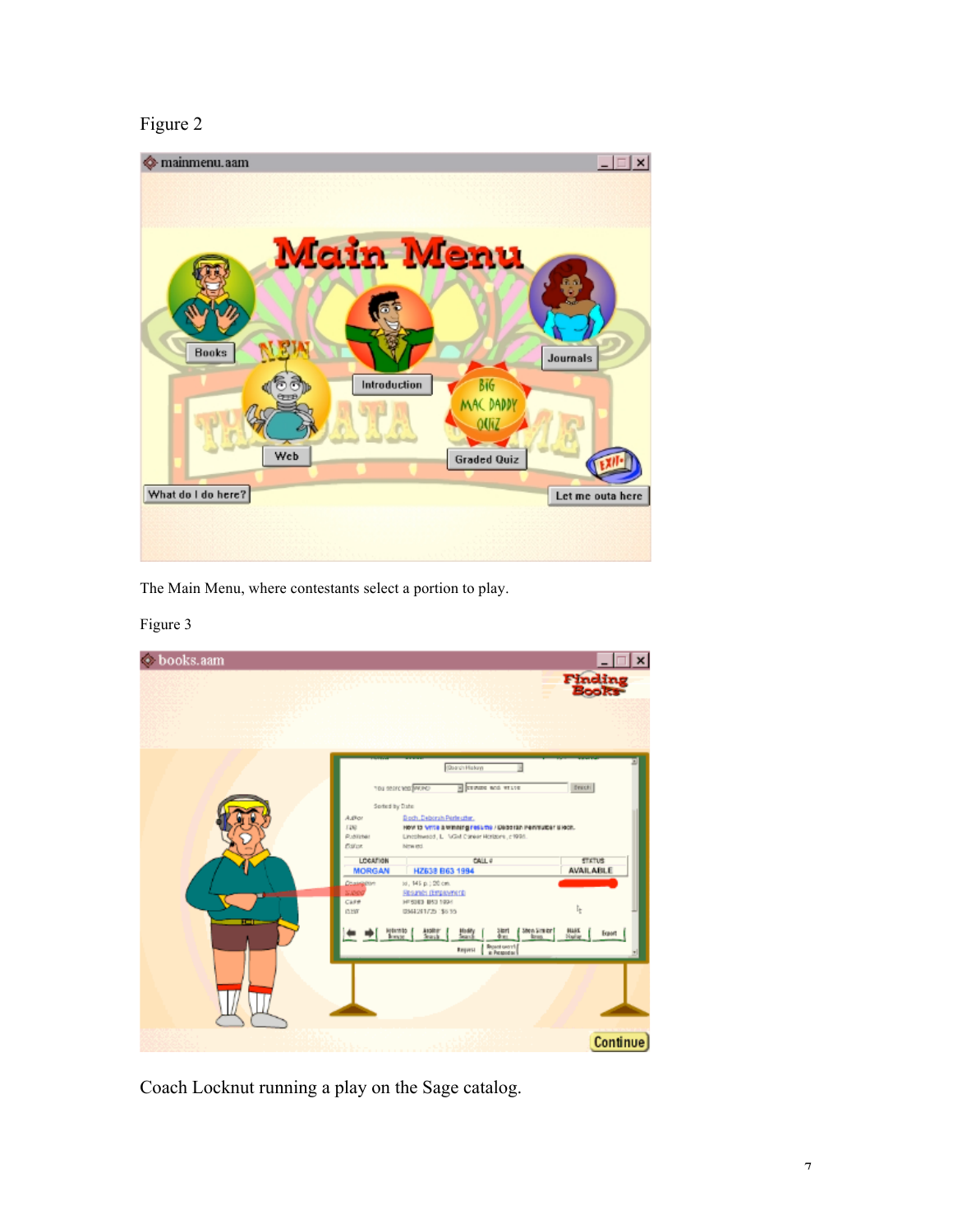Figure 2

The Main Menu, where contestants select a portion to play.

Figure 3

Coach Locknut running a play on the Sage catalog.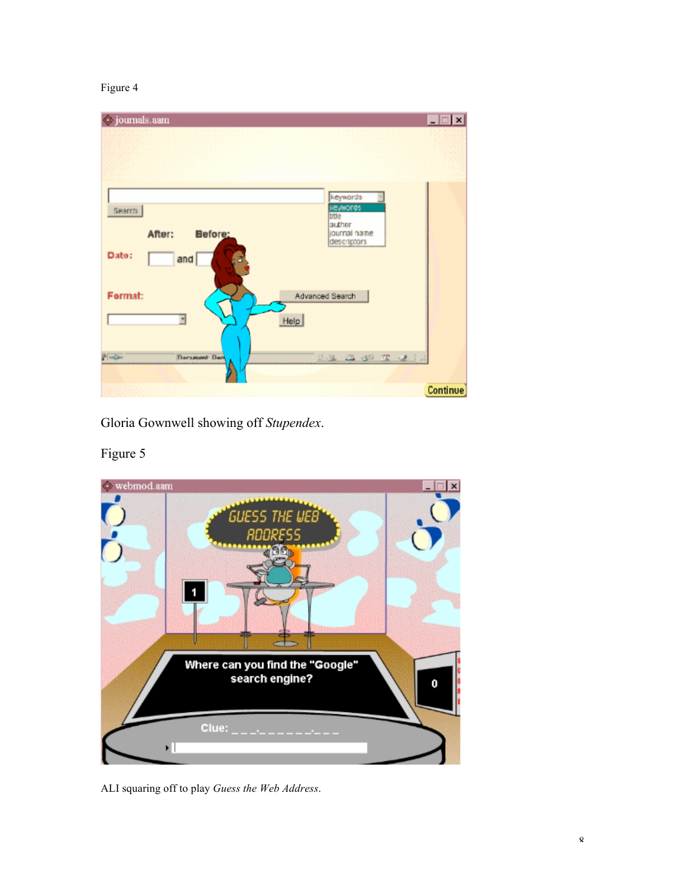Figure 4

Gloria Gownwell showing off *Stupendex*.

Figure 5

ALI squaring off to play *Guess the Web Address*.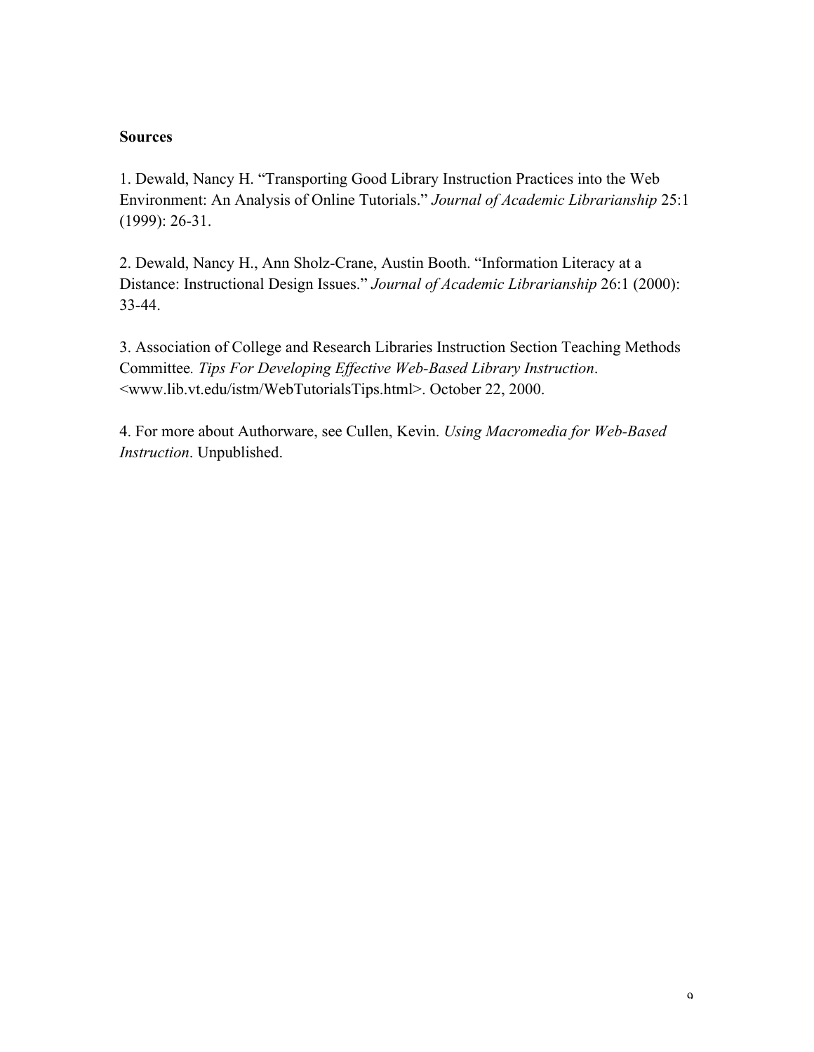**Sources**

1. Dewald, Nancy H. "Transporting Good Library Instruction Practices into the Web Environment: An Analysis of Online Tutorials." *Journal of Academic Librarianship* 25:1 (1999): 26-31.

2. Dewald, Nancy H., Ann Sholz-Crane, Austin Booth. "Information Literacy at a Distance: Instructional Design Issues." *Journal of Academic Librarianship* 26:1 (2000): 33-44.

3. Association of College and Research Libraries Instruction Section Teaching Methods Committee. *Tips For Developing Effective Web-Based Library Instruction*. <www.lib.vt.edu/istm/WebTutorialsTips.html>. October 22, 2000.

4. For more about Authorware, see Cullen, Kevin. *Using Macromedia for Web-Based Instruction*. Unpublished.